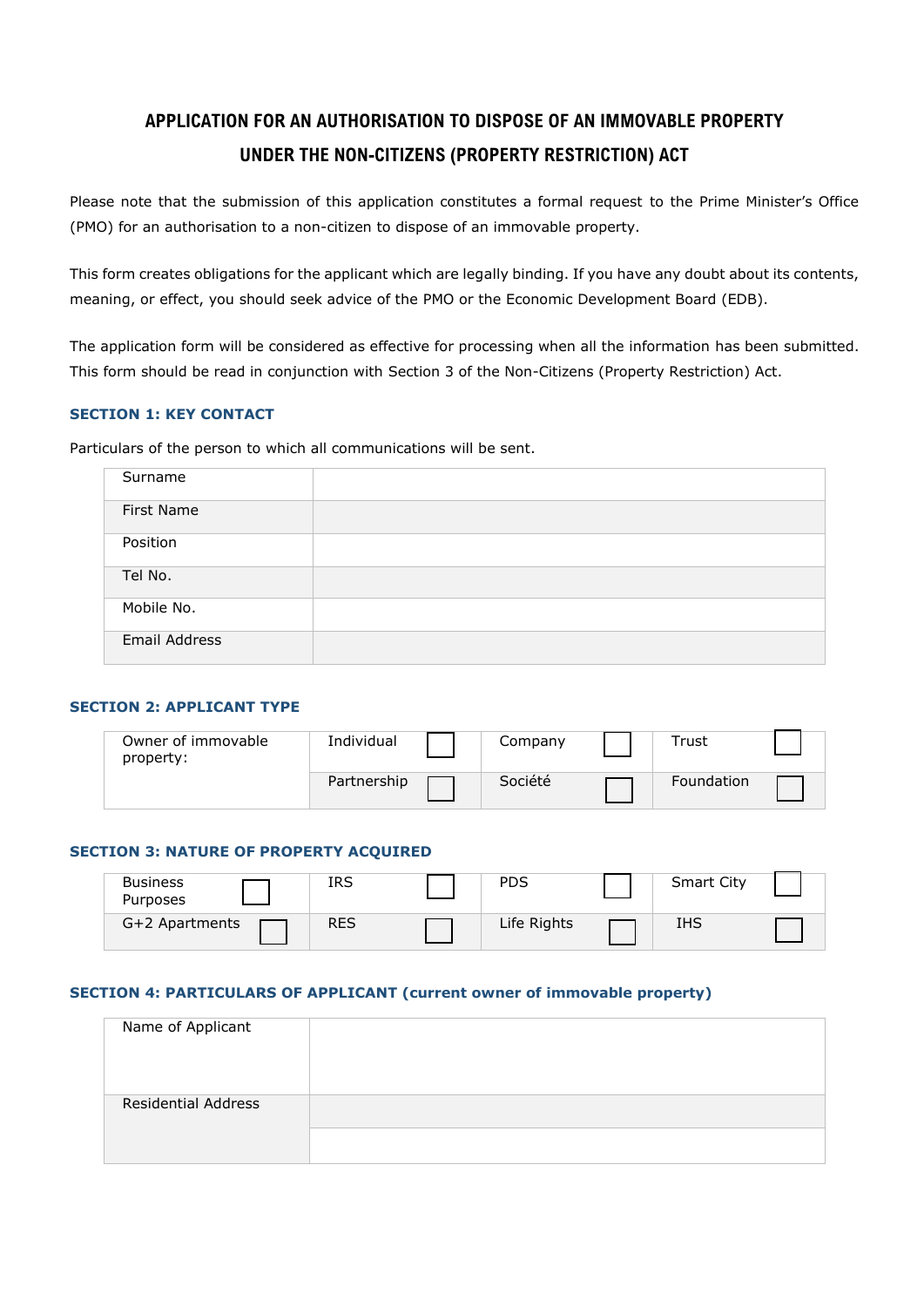# APPLICATION FOR AN AUTHORISATION TO DISPOSE OF AN IMMOVABLE PROPERTY UNDER THE NON-CITIZENS (PROPERTY RESTRICTION) ACT

Please note that the submission of this application constitutes a formal request to the Prime Minister's Office (PMO) for an authorisation to a non-citizen to dispose of an immovable property.

This form creates obligations for the applicant which are legally binding. If you have any doubt about its contents, meaning, or effect, you should seek advice of the PMO or the Economic Development Board (EDB).

The application form will be considered as effective for processing when all the information has been submitted. This form should be read in conjunction with Section 3 of the Non-Citizens (Property Restriction) Act.

### SECTION 1: KEY CONTACT

Particulars of the person to which all communications will be sent.

| | |
|---|---|
| Surname | |
| First Name | |
| Position | |
| Tel No. | |
| Mobile No. | |
| Email Address | |

### SECTION 2: APPLICANT TYPE

| | | | |
|---|---|---|---|
| Owner of immovable property: | Individual ☐ | Company ☐ | Trust ☐ |
| | Partnership ☐ | Société ☐ | Foundation ☐ |

### SECTION 3: NATURE OF PROPERTY ACQUIRED

| | | | |
|---|---|---|---|
| Business Purposes ☐ | IRS ☐ | PDS ☐ | Smart City ☐ |
| G+2 Apartments ☐ | RES ☐ | Life Rights ☐ | IHS ☐ |

### SECTION 4: PARTICULARS OF APPLICANT (current owner of immovable property)

| | |
|---|---|
| Name of Applicant | |
| Residential Address | |
| | |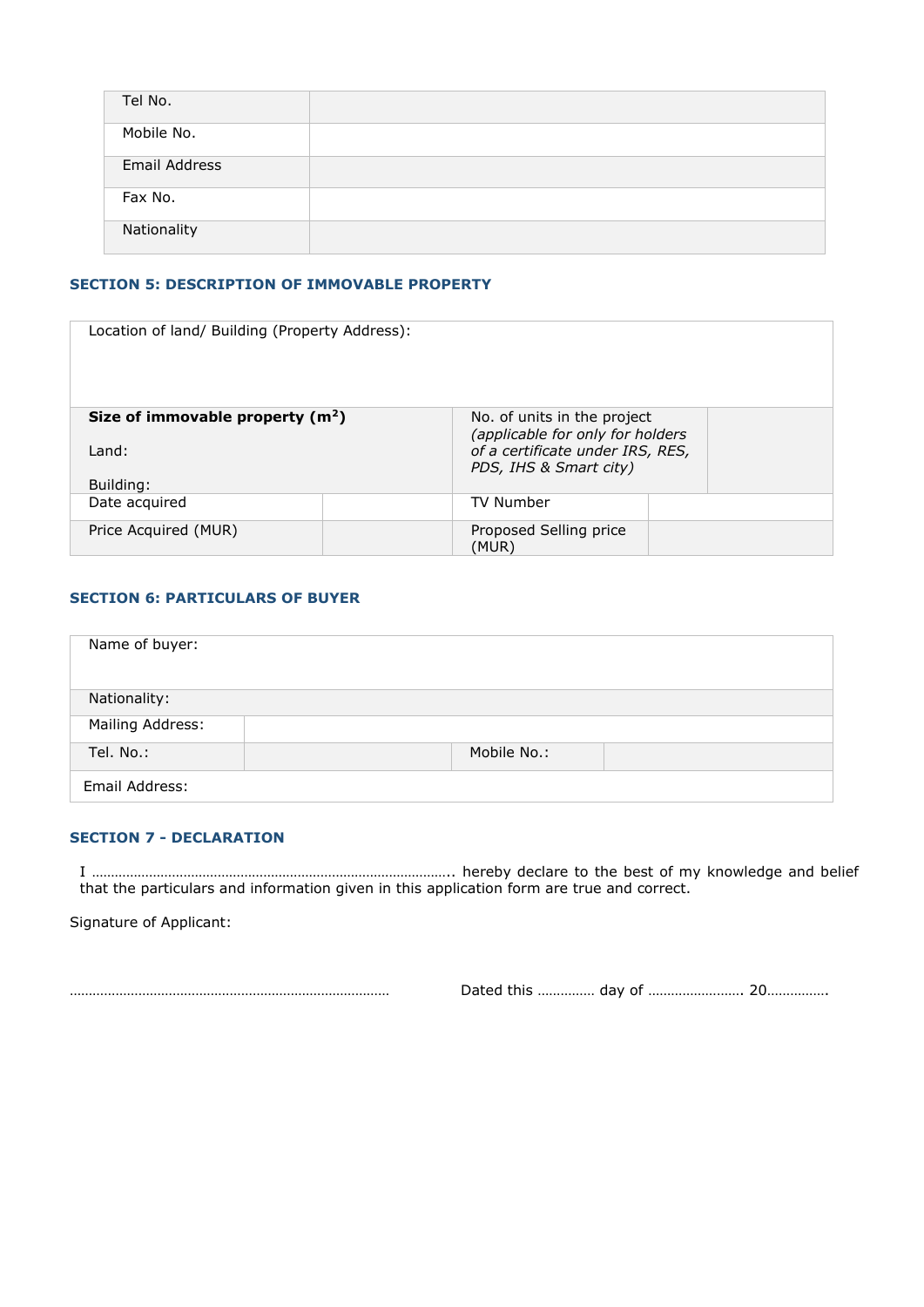| | |
|---|---|
| Tel No. | |
| Mobile No. | |
| Email Address | |
| Fax No. | |
| Nationality | |

### SECTION 5: DESCRIPTION OF IMMOVABLE PROPERTY

| | | | |
|---|---|---|---|
| Location of land/ Building (Property Address): | | | |
| **Size of immovable property ($m^2$)**<br><br>Land:<br><br>Building: | | No. of units in the project *(applicable for only for holders of a certificate under IRS, RES, PDS, IHS & Smart city)* | |
| Date acquired | | TV Number | |
| Price Acquired (MUR) | | Proposed Selling price (MUR) | |

### SECTION 6: PARTICULARS OF BUYER

| | | | |
|---|---|---|---|
| Name of buyer: | | | |
| Nationality: | | | |
| Mailing Address: | | | |
| Tel. No.: | | Mobile No.: | |
| Email Address: | | | |

### SECTION 7 - DECLARATION

I ………………………………………………………………………………….. hereby declare to the best of my knowledge and belief that the particulars and information given in this application form are true and correct.

Signature of Applicant:

………………………………………………………………………… Dated this …………… day of ……………………. 20…………….